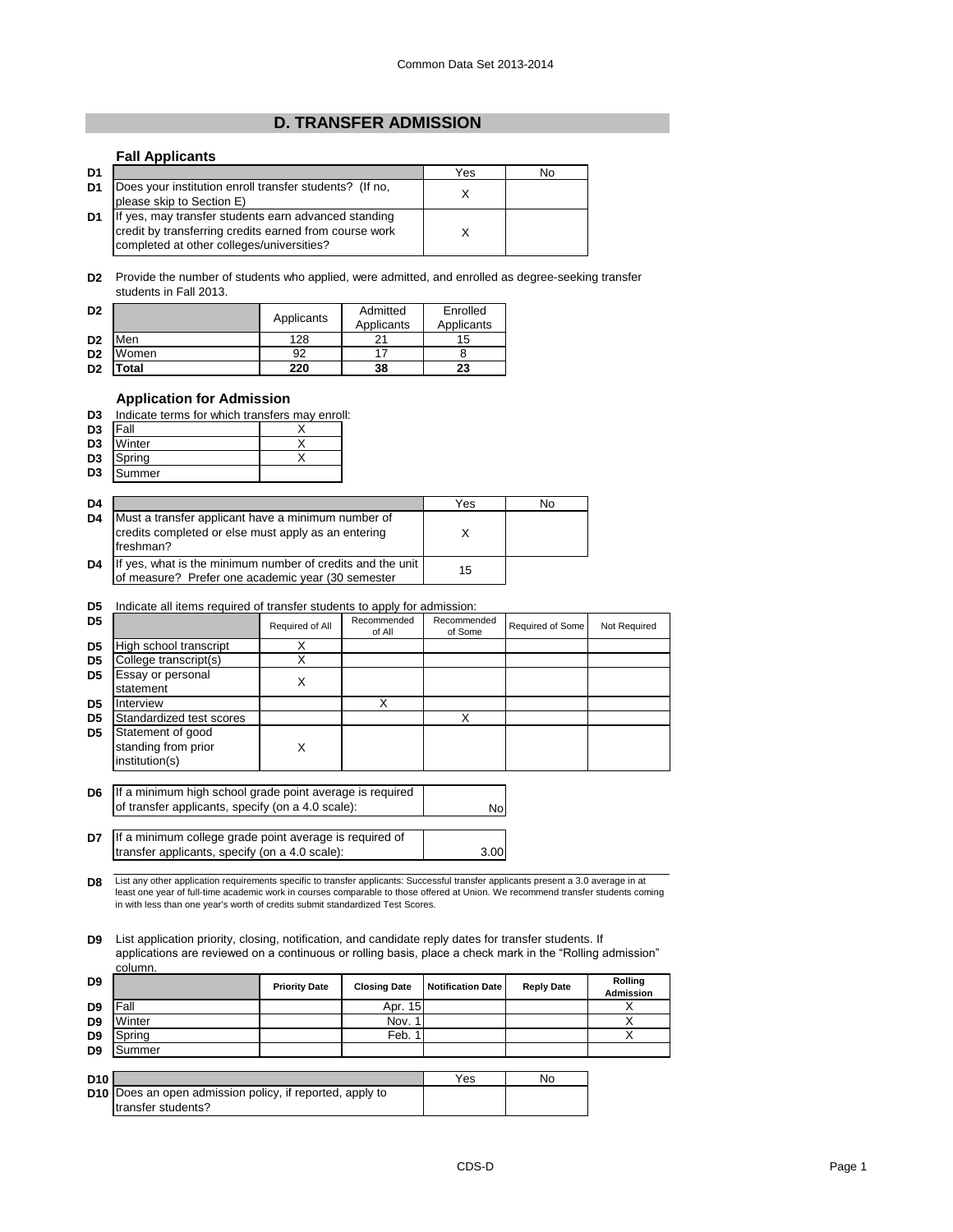# D. TRANSFER ADMISSION

### Fall Applicants

| D1 | | Yes | No |
|---|---|---|---|
| D1 | Does your institution enroll transfer students? (If no, please skip to Section E) | X | |
| D1 | If yes, may transfer students earn advanced standing credit by transferring credits earned from course work completed at other colleges/universities? | X | |

**D2** Provide the number of students who applied, were admitted, and enrolled as degree-seeking transfer students in Fall 2013.

| D2 | | Applicants | Admitted Applicants | Enrolled Applicants |
|---|---|---|---|---|
| D2 | Men | 128 | 21 | 15 |
| D2 | Women | 92 | 17 | 8 |
| D2 | **Total** | **220** | **38** | **23** |

### Application for Admission

**D3** Indicate terms for which transfers may enroll:

| D3 | Term | |
|---|---|---|
| D3 | Fall | X |
| D3 | Winter | X |
| D3 | Spring | X |
| D3 | Summer | |

| D4 | | Yes | No |
|---|---|---|---|
| D4 | Must a transfer applicant have a minimum number of credits completed or else must apply as an entering freshman? | X | |
| D4 | If yes, what is the minimum number of credits and the unit of measure? Prefer one academic year (30 semester | 15 | |

**D5** Indicate all items required of transfer students to apply for admission:

| D5 | | Required of All | Recommended of All | Recommended of Some | Required of Some | Not Required |
|---|---|---|---|---|---|---|
| D5 | High school transcript | X | | | | |
| D5 | College transcript(s) | X | | | | |
| D5 | Essay or personal statement | X | | | | |
| D5 | Interview | | X | | | |
| D5 | Standardized test scores | | | X | | |
| D5 | Statement of good standing from prior institution(s) | X | | | | |

| D6 | If a minimum high school grade point average is required of transfer applicants, specify (on a 4.0 scale): | No |
|---|---|---|

| D7 | If a minimum college grade point average is required of transfer applicants, specify (on a 4.0 scale): | 3.00 |
|---|---|---|

**D8** List any other application requirements specific to transfer applicants: Successful transfer applicants present a 3.0 average in at least one year of full-time academic work in courses comparable to those offered at Union. We recommend transfer students coming in with less than one year's worth of credits submit standardized Test Scores.

**D9** List application priority, closing, notification, and candidate reply dates for transfer students. If applications are reviewed on a continuous or rolling basis, place a check mark in the "Rolling admission" column.

| D9 | | Priority Date | Closing Date | Notification Date | Reply Date | Rolling Admission |
|---|---|---|---|---|---|---|
| D9 | Fall | | Apr. 15 | | | X |
| D9 | Winter | | Nov. 1 | | | X |
| D9 | Spring | | Feb. 1 | | | X |
| D9 | Summer | | | | | |

| D10 | | Yes | No |
|---|---|---|---|
| D10 | Does an open admission policy, if reported, apply to transfer students? | | |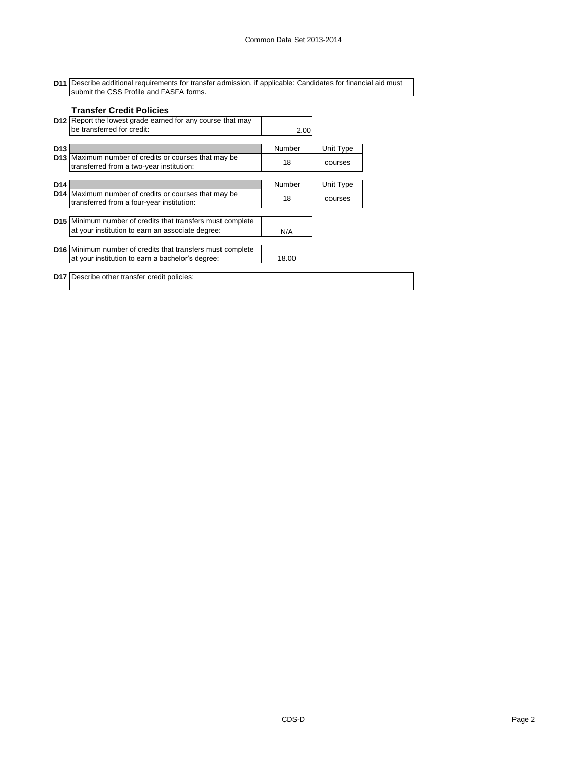**D11** Describe additional requirements for transfer admission, if applicable: Candidates for financial aid must submit the CSS Profile and FASFA forms.

### Transfer Credit Policies

**D12** Report the lowest grade earned for any course that may be transferred for credit: 2.00

| | | Number | Unit Type |
|---|---|---|---|
| **D13** | Maximum number of credits or courses that may be transferred from a two-year institution: | 18 | courses |

| | | Number | Unit Type |
|---|---|---|---|
| **D14** | Maximum number of credits or courses that may be transferred from a four-year institution: | 18 | courses |

**D15** Minimum number of credits that transfers must complete at your institution to earn an associate degree: N/A

**D16** Minimum number of credits that transfers must complete at your institution to earn a bachelor's degree: 18.00

**D17** Describe other transfer credit policies: